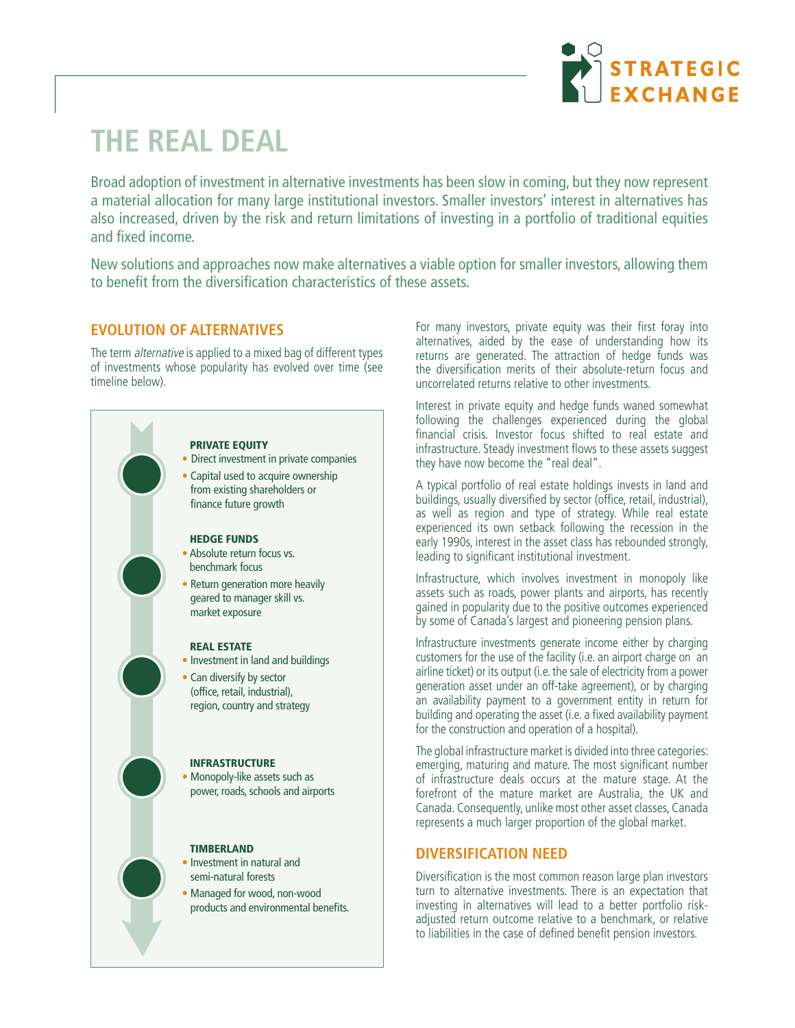# THE REAL DEAL

Broad adoption of investment in alternative investments has been slow in coming, but they now represent a material allocation for many large institutional investors. Smaller investors' interest in alternatives has also increased, driven by the risk and return limitations of investing in a portfolio of traditional equities and fixed income.

New solutions and approaches now make alternatives a viable option for smaller investors, allowing them to benefit from the diversification characteristics of these assets.

## EVOLUTION OF ALTERNATIVES

The term *alternative* is applied to a mixed bag of different types of investments whose popularity has evolved over time (see timeline below).

**PRIVATE EQUITY**

- Direct investment in private companies
- Capital used to acquire ownership from existing shareholders or finance future growth

**HEDGE FUNDS**

- Absolute return focus vs. benchmark focus
- Return generation more heavily geared to manager skill vs. market exposure

**REAL ESTATE**

- Investment in land and buildings
- Can diversify by sector (office, retail, industrial), region, country and strategy

**INFRASTRUCTURE**

- Monopoly-like assets such as power, roads, schools and airports

**TIMBERLAND**

- Investment in natural and semi-natural forests
- Managed for wood, non-wood products and environmental benefits.

For many investors, private equity was their first foray into alternatives, aided by the ease of understanding how its returns are generated. The attraction of hedge funds was the diversification merits of their absolute-return focus and uncorrelated returns relative to other investments.

Interest in private equity and hedge funds waned somewhat following the challenges experienced during the global financial crisis. Investor focus shifted to real estate and infrastructure. Steady investment flows to these assets suggest they have now become the "real deal".

A typical portfolio of real estate holdings invests in land and buildings, usually diversified by sector (office, retail, industrial), as well as region and type of strategy. While real estate experienced its own setback following the recession in the early 1990s, interest in the asset class has rebounded strongly, leading to significant institutional investment.

Infrastructure, which involves investment in monopoly like assets such as roads, power plants and airports, has recently gained in popularity due to the positive outcomes experienced by some of Canada's largest and pioneering pension plans.

Infrastructure investments generate income either by charging customers for the use of the facility (i.e. an airport charge on an airline ticket) or its output (i.e. the sale of electricity from a power generation asset under an off-take agreement), or by charging an availability payment to a government entity in return for building and operating the asset (i.e. a fixed availability payment for the construction and operation of a hospital).

The global infrastructure market is divided into three categories: emerging, maturing and mature. The most significant number of infrastructure deals occurs at the mature stage. At the forefront of the mature market are Australia, the UK and Canada. Consequently, unlike most other asset classes, Canada represents a much larger proportion of the global market.

## DIVERSIFICATION NEED

Diversification is the most common reason large plan investors turn to alternative investments. There is an expectation that investing in alternatives will lead to a better portfolio risk-adjusted return outcome relative to a benchmark, or relative to liabilities in the case of defined benefit pension investors.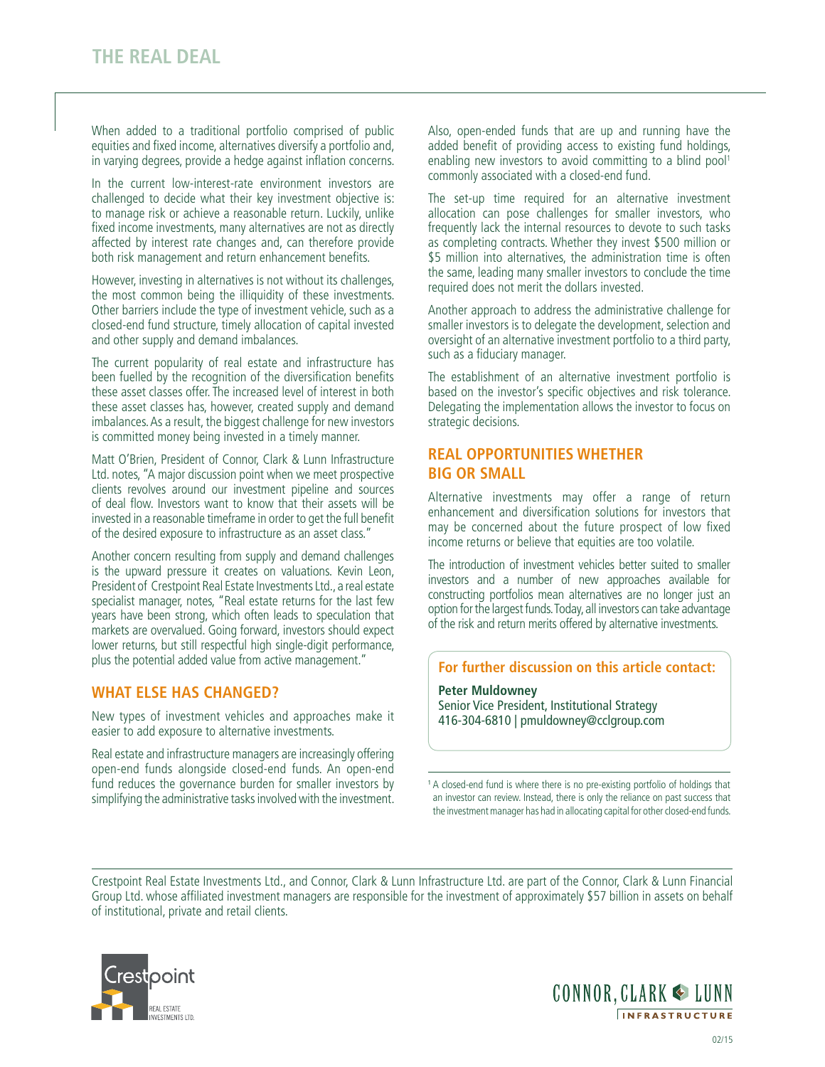When added to a traditional portfolio comprised of public equities and fixed income, alternatives diversify a portfolio and, in varying degrees, provide a hedge against inflation concerns.

In the current low-interest-rate environment investors are challenged to decide what their key investment objective is: to manage risk or achieve a reasonable return. Luckily, unlike fixed income investments, many alternatives are not as directly affected by interest rate changes and, can therefore provide both risk management and return enhancement benefits.

However, investing in alternatives is not without its challenges, the most common being the illiquidity of these investments. Other barriers include the type of investment vehicle, such as a closed-end fund structure, timely allocation of capital invested and other supply and demand imbalances.

The current popularity of real estate and infrastructure has been fuelled by the recognition of the diversification benefits these asset classes offer. The increased level of interest in both these asset classes has, however, created supply and demand imbalances. As a result, the biggest challenge for new investors is committed money being invested in a timely manner.

Matt O'Brien, President of Connor, Clark & Lunn Infrastructure Ltd. notes, "A major discussion point when we meet prospective clients revolves around our investment pipeline and sources of deal flow. Investors want to know that their assets will be invested in a reasonable timeframe in order to get the full benefit of the desired exposure to infrastructure as an asset class."

Another concern resulting from supply and demand challenges is the upward pressure it creates on valuations. Kevin Leon, President of Crestpoint Real Estate Investments Ltd., a real estate specialist manager, notes, "Real estate returns for the last few years have been strong, which often leads to speculation that markets are overvalued. Going forward, investors should expect lower returns, but still respectful high single-digit performance, plus the potential added value from active management."

## WHAT ELSE HAS CHANGED?

New types of investment vehicles and approaches make it easier to add exposure to alternative investments.

Real estate and infrastructure managers are increasingly offering open-end funds alongside closed-end funds. An open-end fund reduces the governance burden for smaller investors by simplifying the administrative tasks involved with the investment.

Also, open-ended funds that are up and running have the added benefit of providing access to existing fund holdings, enabling new investors to avoid committing to a blind pool[1] commonly associated with a closed-end fund.

The set-up time required for an alternative investment allocation can pose challenges for smaller investors, who frequently lack the internal resources to devote to such tasks as completing contracts. Whether they invest $500 million or $5 million into alternatives, the administration time is often the same, leading many smaller investors to conclude the time required does not merit the dollars invested.

Another approach to address the administrative challenge for smaller investors is to delegate the development, selection and oversight of an alternative investment portfolio to a third party, such as a fiduciary manager.

The establishment of an alternative investment portfolio is based on the investor's specific objectives and risk tolerance. Delegating the implementation allows the investor to focus on strategic decisions.

## REAL OPPORTUNITIES WHETHER BIG OR SMALL

Alternative investments may offer a range of return enhancement and diversification solutions for investors that may be concerned about the future prospect of low fixed income returns or believe that equities are too volatile.

The introduction of investment vehicles better suited to smaller investors and a number of new approaches available for constructing portfolios mean alternatives are no longer just an option for the largest funds. Today, all investors can take advantage of the risk and return merits offered by alternative investments.

**For further discussion on this article contact:**

**Peter Muldowney**
Senior Vice President, Institutional Strategy
416-304-6810 | pmuldowney@cclgroup.com

[1] A closed-end fund is where there is no pre-existing portfolio of holdings that an investor can review. Instead, there is only the reliance on past success that the investment manager has had in allocating capital for other closed-end funds.

Crestpoint Real Estate Investments Ltd., and Connor, Clark & Lunn Infrastructure Ltd. are part of the Connor, Clark & Lunn Financial Group Ltd. whose affiliated investment managers are responsible for the investment of approximately $57 billion in assets on behalf of institutional, private and retail clients.

Crestpoint REAL ESTATE INVESTMENTS LTD.

CONNOR, CLARK & LUNN INFRASTRUCTURE

02/15